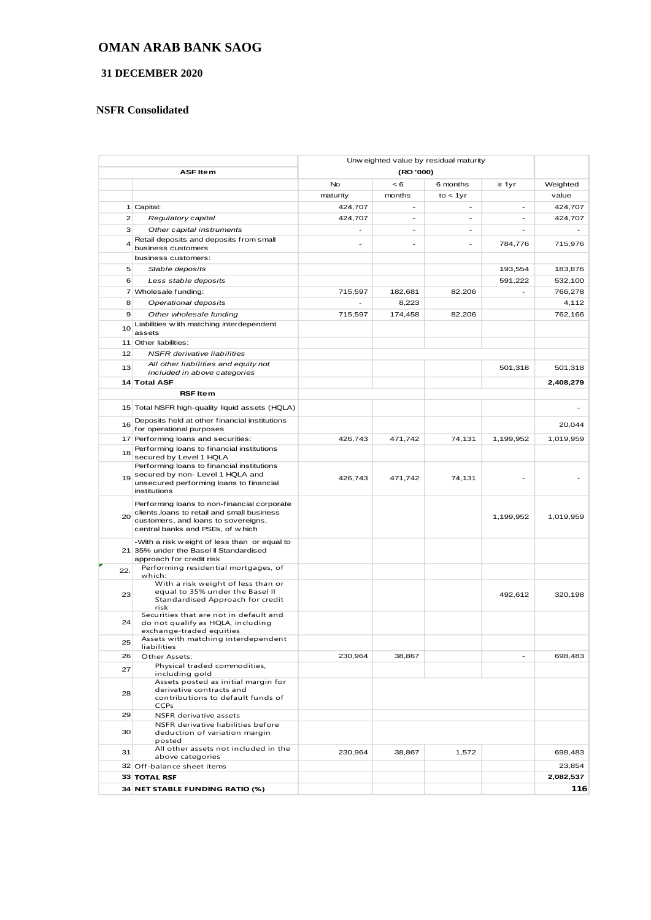# OMAN ARAB BANK SAOG

## 31 DECEMBER 2020

### NSFR Consolidated

| | ASF Item | Unweighted value by residual maturity (RO '000) | | | | |
|---|---|---|---|---|---|---|
| | | No maturity | < 6 months | 6 months to < 1yr | ≥ 1yr | Weighted value |
| 1 | Capital: | 424,707 | - | - | - | 424,707 |
| 2 | *Regulatory capital* | 424,707 | - | - | - | 424,707 |
| 3 | *Other capital instruments* | - | - | - | - | - |
| 4 | Retail deposits and deposits from small business customers | - | - | - | 784,776 | 715,976 |
| | business customers: | | | | | |
| 5 | *Stable deposits* | | | | 193,554 | 183,876 |
| 6 | *Less stable deposits* | | | | 591,222 | 532,100 |
| 7 | Wholesale funding: | 715,597 | 182,681 | 82,206 | - | 766,278 |
| 8 | *Operational deposits* | - | 8,223 | | | 4,112 |
| 9 | *Other wholesale funding* | 715,597 | 174,458 | 82,206 | | 762,166 |
| 10 | Liabilities with matching interdependent assets | | | | | |
| 11 | Other liabilities: | | | | | |
| 12 | *NSFR derivative liabilities* | | | | | |
| 13 | *All other liabilities and equity not included in above categories* | | | | 501,318 | 501,318 |
| 14 | **Total ASF** | | | | | **2,408,279** |
| | **RSF Item** | | | | | |
| 15 | Total NSFR high-quality liquid assets (HQLA) | | | | | - |
| 16 | Deposits held at other financial institutions for operational purposes | | | | | 20,044 |
| 17 | Performing loans and securities: | 426,743 | 471,742 | 74,131 | 1,199,952 | 1,019,959 |
| 18 | Performing loans to financial institutions secured by Level 1 HQLA | | | | | |
| 19 | Performing loans to financial institutions secured by non- Level 1 HQLA and unsecured performing loans to financial institutions | 426,743 | 471,742 | 74,131 | - | - |
| 20 | Performing loans to non-financial corporate clients,loans to retail and small business customers, and loans to sovereigns, central banks and PSEs, of which | | | | 1,199,952 | 1,019,959 |
| 21 | -With a risk weight of less than or equal to 35% under the Basel II Standardised approach for credit risk | | | | | |
| 22. | Performing residential mortgages, of which: | | | | | |
| 23 | With a risk weight of less than or equal to 35% under the Basel II Standardised Approach for credit risk | | | | 492,612 | 320,198 |
| 24 | Securities that are not in default and do not qualify as HQLA, including exchange-traded equities | | | | | |
| 25 | Assets with matching interdependent liabilities | | | | | |
| 26 | Other Assets: | 230,964 | 38,867 | | - | 698,483 |
| 27 | Physical traded commodities, including gold | | | | | |
| 28 | Assets posted as initial margin for derivative contracts and contributions to default funds of CCPs | | | | | |
| 29 | NSFR derivative assets | | | | | |
| 30 | NSFR derivative liabilities before deduction of variation margin posted | | | | | |
| 31 | All other assets not included in the above categories | 230,964 | 38,867 | 1,572 | | 698,483 |
| 32 | Off-balance sheet items | | | | | 23,854 |
| 33 | **TOTAL RSF** | | | | | **2,082,537** |
| 34 | **NET STABLE FUNDING RATIO (%)** | | | | | **116** |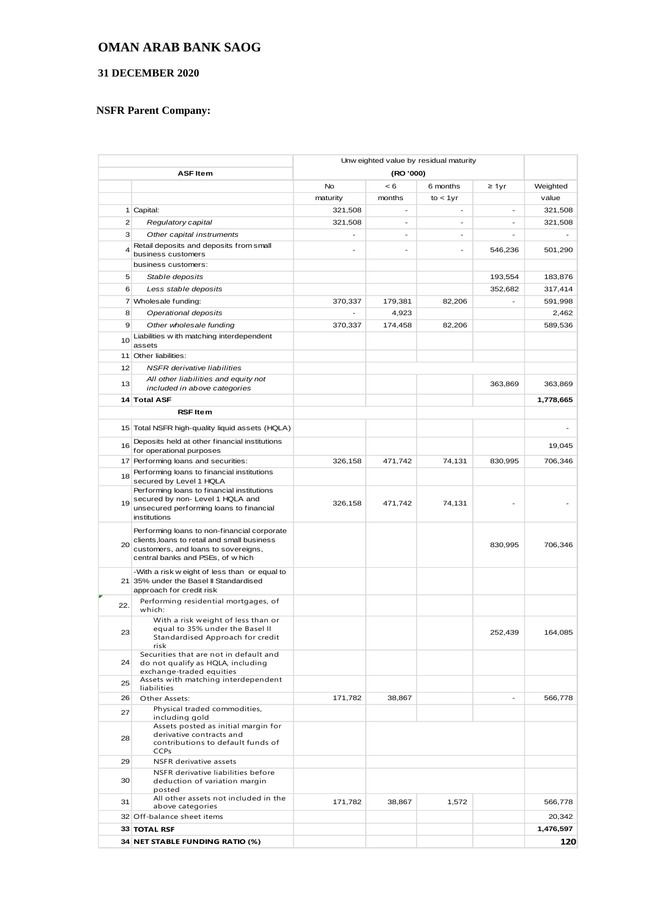# OMAN ARAB BANK SAOG

## 31 DECEMBER 2020

### NSFR Parent Company:

| | | Unweighted value by residual maturity (RO '000) | | | | |
|---|---|---|---|---|---|---|
| | ASF Item | No maturity | < 6 months | 6 months to < 1yr | ≥ 1yr | Weighted value |
| 1 | Capital: | 321,508 | - | - | - | 321,508 |
| 2 | *Regulatory capital* | 321,508 | - | - | - | 321,508 |
| 3 | *Other capital instruments* | - | - | - | - | - |
| 4 | Retail deposits and deposits from small business customers | - | - | - | 546,236 | 501,290 |
| | business customers: | | | | | |
| 5 | *Stable deposits* | | | | 193,554 | 183,876 |
| 6 | *Less stable deposits* | | | | 352,682 | 317,414 |
| 7 | Wholesale funding: | 370,337 | 179,381 | 82,206 | - | 591,998 |
| 8 | *Operational deposits* | - | 4,923 | | | 2,462 |
| 9 | *Other wholesale funding* | 370,337 | 174,458 | 82,206 | | 589,536 |
| 10 | Liabilities with matching interdependent assets | | | | | |
| 11 | Other liabilities: | | | | | |
| 12 | *NSFR derivative liabilities* | | | | | |
| 13 | *All other liabilities and equity not included in above categories* | | | | 363,869 | 363,869 |
| 14 | **Total ASF** | | | | | **1,778,665** |
| | **RSF Item** | | | | | |
| 15 | Total NSFR high-quality liquid assets (HQLA) | | | | | - |
| 16 | Deposits held at other financial institutions for operational purposes | | | | | 19,045 |
| 17 | Performing loans and securities: | 326,158 | 471,742 | 74,131 | 830,995 | 706,346 |
| 18 | Performing loans to financial institutions secured by Level 1 HQLA | | | | | |
| 19 | Performing loans to financial institutions secured by non- Level 1 HQLA and unsecured performing loans to financial institutions | 326,158 | 471,742 | 74,131 | - | - |
| 20 | Performing loans to non-financial corporate clients,loans to retail and small business customers, and loans to sovereigns, central banks and PSEs, of which | | | | 830,995 | 706,346 |
| 21 | -With a risk weight of less than or equal to 35% under the Basel II Standardised approach for credit risk | | | | | |
| 22. | Performing residential mortgages, of which: | | | | | |
| 23 | With a risk weight of less than or equal to 35% under the Basel II Standardised Approach for credit risk | | | | 252,439 | 164,085 |
| 24 | Securities that are not in default and do not qualify as HQLA, including exchange-traded equities | | | | | |
| 25 | Assets with matching interdependent liabilities | | | | | |
| 26 | Other Assets: | 171,782 | 38,867 | | - | 566,778 |
| 27 | Physical traded commodities, including gold | | | | | |
| 28 | Assets posted as initial margin for derivative contracts and contributions to default funds of CCPs | | | | | |
| 29 | NSFR derivative assets | | | | | |
| 30 | NSFR derivative liabilities before deduction of variation margin posted | | | | | |
| 31 | All other assets not included in the above categories | 171,782 | 38,867 | 1,572 | | 566,778 |
| 32 | Off-balance sheet items | | | | | 20,342 |
| 33 | **TOTAL RSF** | | | | | **1,476,597** |
| 34 | **NET STABLE FUNDING RATIO (%)** | | | | | **120** |